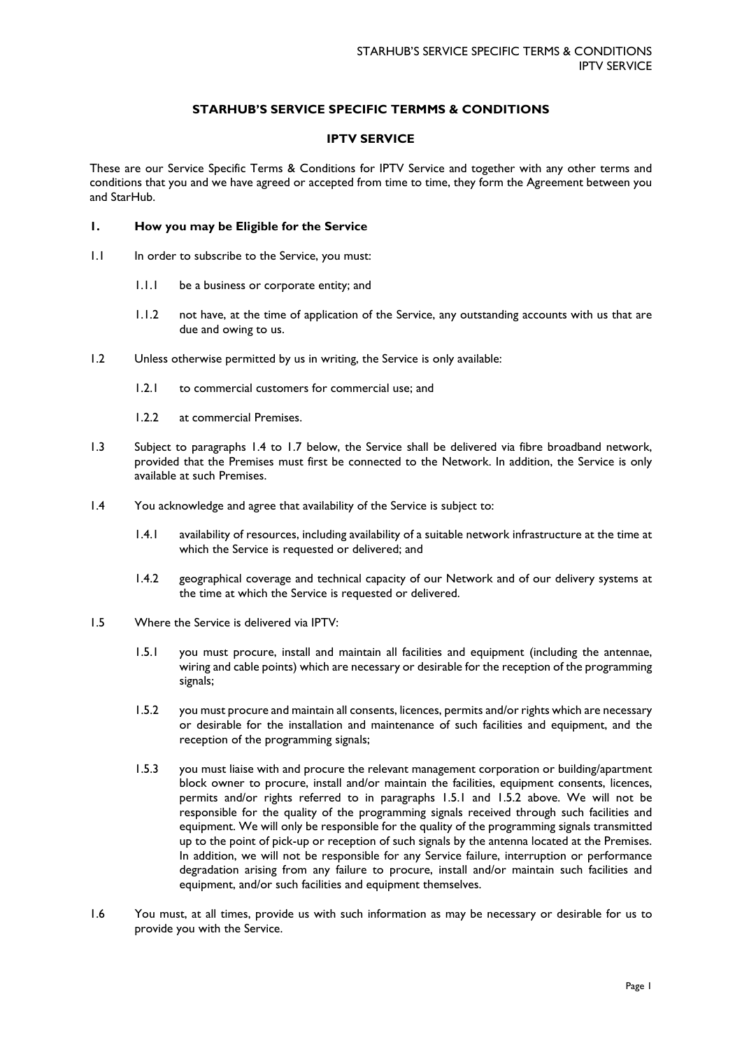## STARHUB'S SERVICE SPECIFIC TERMMS & CONDITIONS

## IPTV SERVICE

These are our Service Specific Terms & Conditions for IPTV Service and together with any other terms and conditions that you and we have agreed or accepted from time to time, they form the Agreement between you and StarHub.

### 1. How you may be Eligible for the Service

1.1 In order to subscribe to the Service, you must:

1.1.1 be a business or corporate entity; and

1.1.2 not have, at the time of application of the Service, any outstanding accounts with us that are due and owing to us.

1.2 Unless otherwise permitted by us in writing, the Service is only available:

1.2.1 to commercial customers for commercial use; and

1.2.2 at commercial Premises.

1.3 Subject to paragraphs 1.4 to 1.7 below, the Service shall be delivered via fibre broadband network, provided that the Premises must first be connected to the Network. In addition, the Service is only available at such Premises.

1.4 You acknowledge and agree that availability of the Service is subject to:

1.4.1 availability of resources, including availability of a suitable network infrastructure at the time at which the Service is requested or delivered; and

1.4.2 geographical coverage and technical capacity of our Network and of our delivery systems at the time at which the Service is requested or delivered.

1.5 Where the Service is delivered via IPTV:

1.5.1 you must procure, install and maintain all facilities and equipment (including the antennae, wiring and cable points) which are necessary or desirable for the reception of the programming signals;

1.5.2 you must procure and maintain all consents, licences, permits and/or rights which are necessary or desirable for the installation and maintenance of such facilities and equipment, and the reception of the programming signals;

1.5.3 you must liaise with and procure the relevant management corporation or building/apartment block owner to procure, install and/or maintain the facilities, equipment consents, licences, permits and/or rights referred to in paragraphs 1.5.1 and 1.5.2 above. We will not be responsible for the quality of the programming signals received through such facilities and equipment. We will only be responsible for the quality of the programming signals transmitted up to the point of pick-up or reception of such signals by the antenna located at the Premises. In addition, we will not be responsible for any Service failure, interruption or performance degradation arising from any failure to procure, install and/or maintain such facilities and equipment, and/or such facilities and equipment themselves.

1.6 You must, at all times, provide us with such information as may be necessary or desirable for us to provide you with the Service.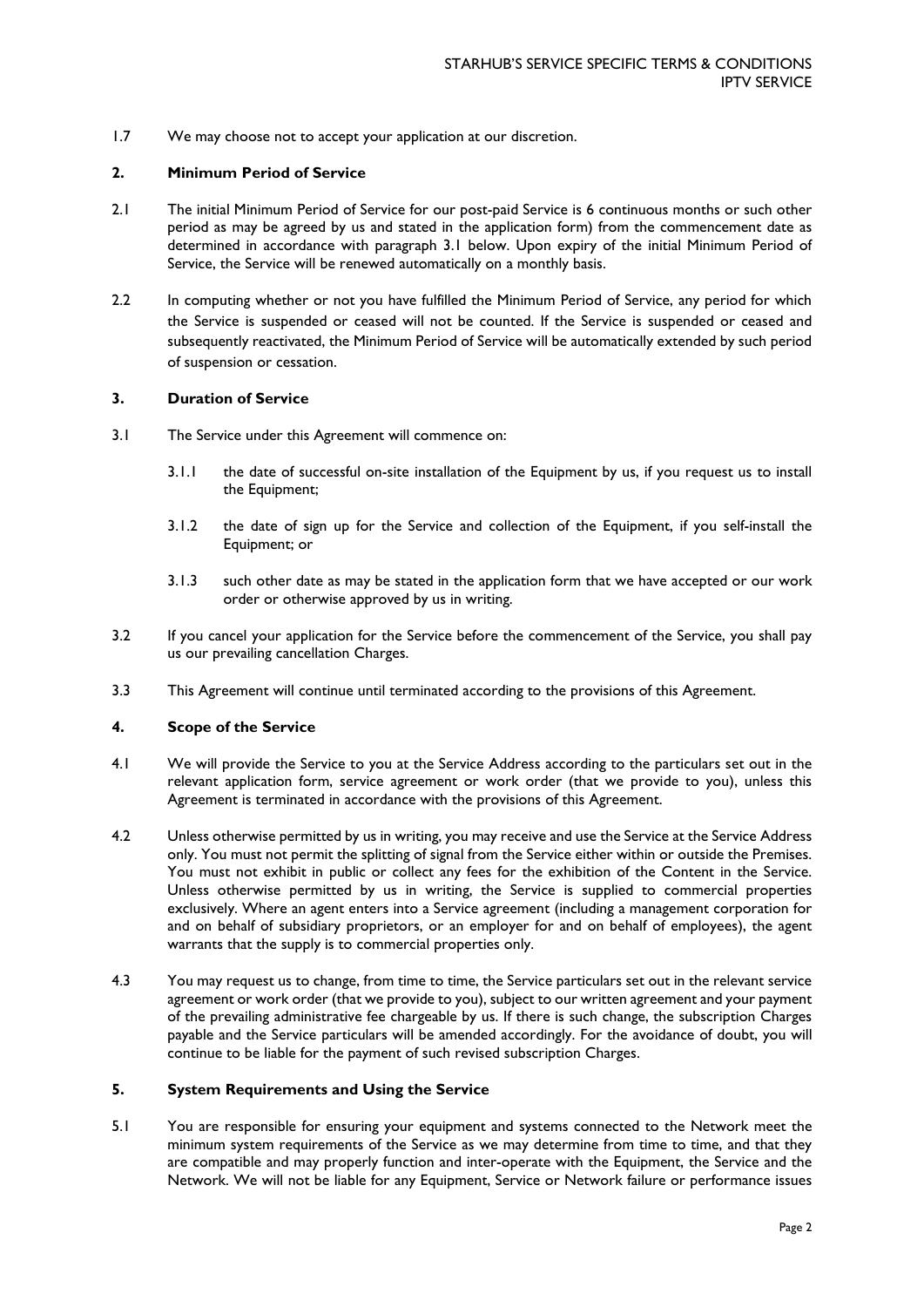1.7 We may choose not to accept your application at our discretion.

## 2. Minimum Period of Service

2.1 The initial Minimum Period of Service for our post-paid Service is 6 continuous months or such other period as may be agreed by us and stated in the application form) from the commencement date as determined in accordance with paragraph 3.1 below. Upon expiry of the initial Minimum Period of Service, the Service will be renewed automatically on a monthly basis.

2.2 In computing whether or not you have fulfilled the Minimum Period of Service, any period for which the Service is suspended or ceased will not be counted. If the Service is suspended or ceased and subsequently reactivated, the Minimum Period of Service will be automatically extended by such period of suspension or cessation.

## 3. Duration of Service

3.1 The Service under this Agreement will commence on:

3.1.1 the date of successful on-site installation of the Equipment by us, if you request us to install the Equipment;

3.1.2 the date of sign up for the Service and collection of the Equipment, if you self-install the Equipment; or

3.1.3 such other date as may be stated in the application form that we have accepted or our work order or otherwise approved by us in writing.

3.2 If you cancel your application for the Service before the commencement of the Service, you shall pay us our prevailing cancellation Charges.

3.3 This Agreement will continue until terminated according to the provisions of this Agreement.

## 4. Scope of the Service

4.1 We will provide the Service to you at the Service Address according to the particulars set out in the relevant application form, service agreement or work order (that we provide to you), unless this Agreement is terminated in accordance with the provisions of this Agreement.

4.2 Unless otherwise permitted by us in writing, you may receive and use the Service at the Service Address only. You must not permit the splitting of signal from the Service either within or outside the Premises. You must not exhibit in public or collect any fees for the exhibition of the Content in the Service. Unless otherwise permitted by us in writing, the Service is supplied to commercial properties exclusively. Where an agent enters into a Service agreement (including a management corporation for and on behalf of subsidiary proprietors, or an employer for and on behalf of employees), the agent warrants that the supply is to commercial properties only.

4.3 You may request us to change, from time to time, the Service particulars set out in the relevant service agreement or work order (that we provide to you), subject to our written agreement and your payment of the prevailing administrative fee chargeable by us. If there is such change, the subscription Charges payable and the Service particulars will be amended accordingly. For the avoidance of doubt, you will continue to be liable for the payment of such revised subscription Charges.

## 5. System Requirements and Using the Service

5.1 You are responsible for ensuring your equipment and systems connected to the Network meet the minimum system requirements of the Service as we may determine from time to time, and that they are compatible and may properly function and inter-operate with the Equipment, the Service and the Network. We will not be liable for any Equipment, Service or Network failure or performance issues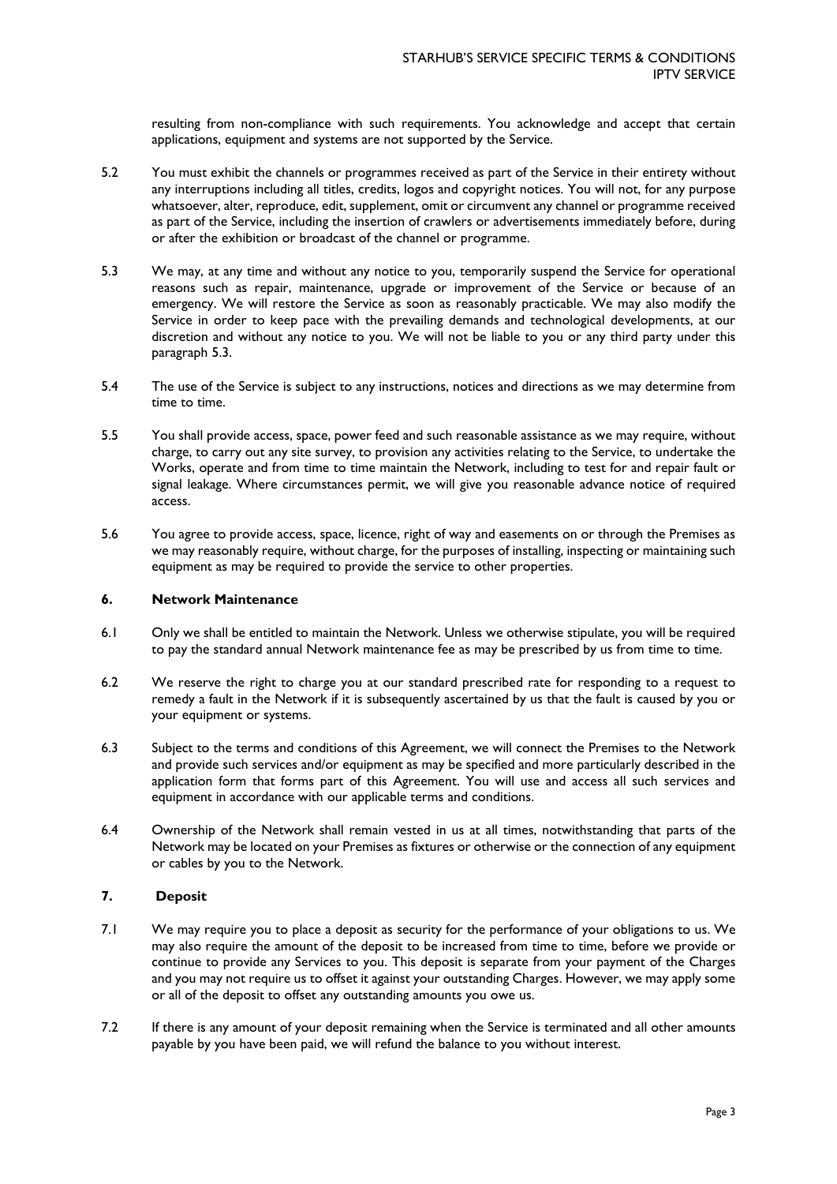resulting from non-compliance with such requirements. You acknowledge and accept that certain applications, equipment and systems are not supported by the Service.

5.2 You must exhibit the channels or programmes received as part of the Service in their entirety without any interruptions including all titles, credits, logos and copyright notices. You will not, for any purpose whatsoever, alter, reproduce, edit, supplement, omit or circumvent any channel or programme received as part of the Service, including the insertion of crawlers or advertisements immediately before, during or after the exhibition or broadcast of the channel or programme.

5.3 We may, at any time and without any notice to you, temporarily suspend the Service for operational reasons such as repair, maintenance, upgrade or improvement of the Service or because of an emergency. We will restore the Service as soon as reasonably practicable. We may also modify the Service in order to keep pace with the prevailing demands and technological developments, at our discretion and without any notice to you. We will not be liable to you or any third party under this paragraph 5.3.

5.4 The use of the Service is subject to any instructions, notices and directions as we may determine from time to time.

5.5 You shall provide access, space, power feed and such reasonable assistance as we may require, without charge, to carry out any site survey, to provision any activities relating to the Service, to undertake the Works, operate and from time to time maintain the Network, including to test for and repair fault or signal leakage. Where circumstances permit, we will give you reasonable advance notice of required access.

5.6 You agree to provide access, space, licence, right of way and easements on or through the Premises as we may reasonably require, without charge, for the purposes of installing, inspecting or maintaining such equipment as may be required to provide the service to other properties.

## 6. Network Maintenance

6.1 Only we shall be entitled to maintain the Network. Unless we otherwise stipulate, you will be required to pay the standard annual Network maintenance fee as may be prescribed by us from time to time.

6.2 We reserve the right to charge you at our standard prescribed rate for responding to a request to remedy a fault in the Network if it is subsequently ascertained by us that the fault is caused by you or your equipment or systems.

6.3 Subject to the terms and conditions of this Agreement, we will connect the Premises to the Network and provide such services and/or equipment as may be specified and more particularly described in the application form that forms part of this Agreement. You will use and access all such services and equipment in accordance with our applicable terms and conditions.

6.4 Ownership of the Network shall remain vested in us at all times, notwithstanding that parts of the Network may be located on your Premises as fixtures or otherwise or the connection of any equipment or cables by you to the Network.

## 7. Deposit

7.1 We may require you to place a deposit as security for the performance of your obligations to us. We may also require the amount of the deposit to be increased from time to time, before we provide or continue to provide any Services to you. This deposit is separate from your payment of the Charges and you may not require us to offset it against your outstanding Charges. However, we may apply some or all of the deposit to offset any outstanding amounts you owe us.

7.2 If there is any amount of your deposit remaining when the Service is terminated and all other amounts payable by you have been paid, we will refund the balance to you without interest.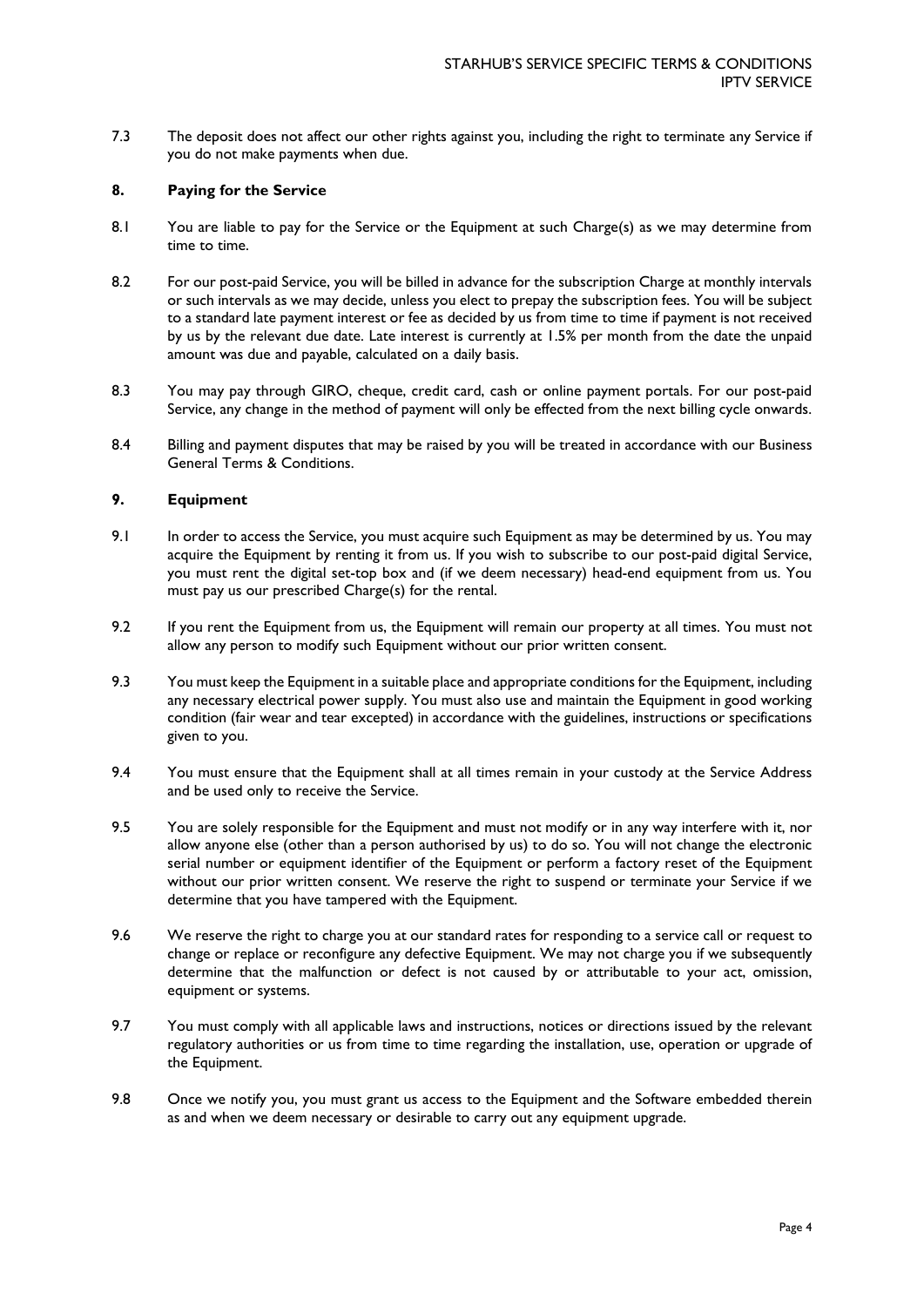7.3 The deposit does not affect our other rights against you, including the right to terminate any Service if you do not make payments when due.

## 8. Paying for the Service

8.1 You are liable to pay for the Service or the Equipment at such Charge(s) as we may determine from time to time.

8.2 For our post-paid Service, you will be billed in advance for the subscription Charge at monthly intervals or such intervals as we may decide, unless you elect to prepay the subscription fees. You will be subject to a standard late payment interest or fee as decided by us from time to time if payment is not received by us by the relevant due date. Late interest is currently at 1.5% per month from the date the unpaid amount was due and payable, calculated on a daily basis.

8.3 You may pay through GIRO, cheque, credit card, cash or online payment portals. For our post-paid Service, any change in the method of payment will only be effected from the next billing cycle onwards.

8.4 Billing and payment disputes that may be raised by you will be treated in accordance with our Business General Terms & Conditions.

## 9. Equipment

9.1 In order to access the Service, you must acquire such Equipment as may be determined by us. You may acquire the Equipment by renting it from us. If you wish to subscribe to our post-paid digital Service, you must rent the digital set-top box and (if we deem necessary) head-end equipment from us. You must pay us our prescribed Charge(s) for the rental.

9.2 If you rent the Equipment from us, the Equipment will remain our property at all times. You must not allow any person to modify such Equipment without our prior written consent.

9.3 You must keep the Equipment in a suitable place and appropriate conditions for the Equipment, including any necessary electrical power supply. You must also use and maintain the Equipment in good working condition (fair wear and tear excepted) in accordance with the guidelines, instructions or specifications given to you.

9.4 You must ensure that the Equipment shall at all times remain in your custody at the Service Address and be used only to receive the Service.

9.5 You are solely responsible for the Equipment and must not modify or in any way interfere with it, nor allow anyone else (other than a person authorised by us) to do so. You will not change the electronic serial number or equipment identifier of the Equipment or perform a factory reset of the Equipment without our prior written consent. We reserve the right to suspend or terminate your Service if we determine that you have tampered with the Equipment.

9.6 We reserve the right to charge you at our standard rates for responding to a service call or request to change or replace or reconfigure any defective Equipment. We may not charge you if we subsequently determine that the malfunction or defect is not caused by or attributable to your act, omission, equipment or systems.

9.7 You must comply with all applicable laws and instructions, notices or directions issued by the relevant regulatory authorities or us from time to time regarding the installation, use, operation or upgrade of the Equipment.

9.8 Once we notify you, you must grant us access to the Equipment and the Software embedded therein as and when we deem necessary or desirable to carry out any equipment upgrade.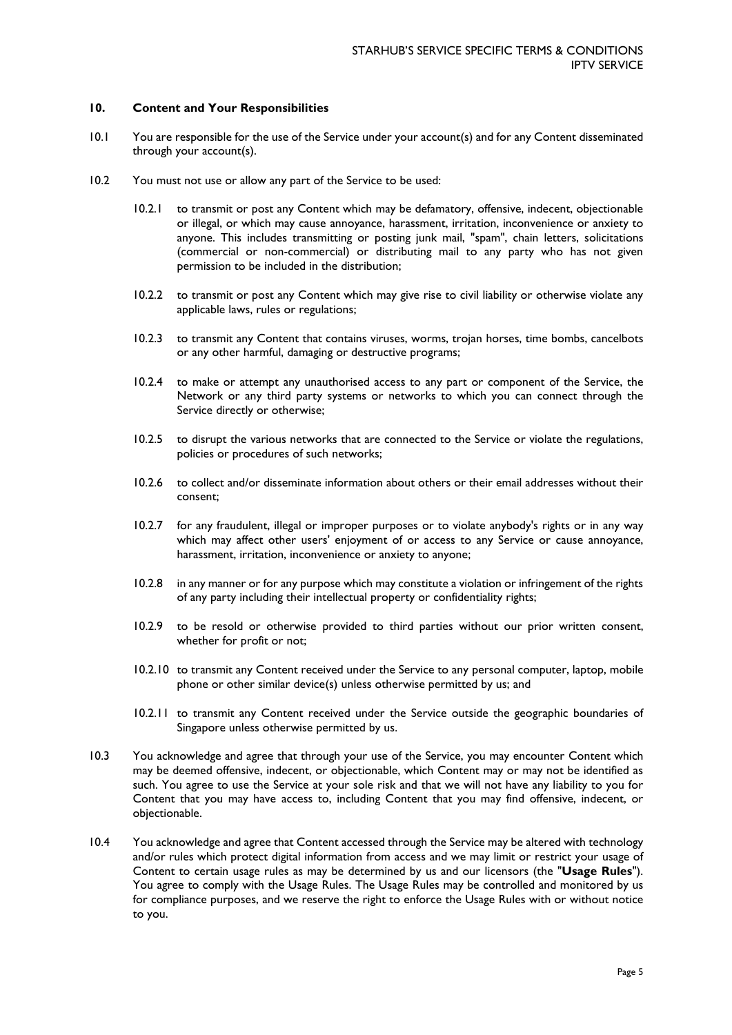## 10. Content and Your Responsibilities

10.1 You are responsible for the use of the Service under your account(s) and for any Content disseminated through your account(s).

10.2 You must not use or allow any part of the Service to be used:

10.2.1 to transmit or post any Content which may be defamatory, offensive, indecent, objectionable or illegal, or which may cause annoyance, harassment, irritation, inconvenience or anxiety to anyone. This includes transmitting or posting junk mail, "spam", chain letters, solicitations (commercial or non-commercial) or distributing mail to any party who has not given permission to be included in the distribution;

10.2.2 to transmit or post any Content which may give rise to civil liability or otherwise violate any applicable laws, rules or regulations;

10.2.3 to transmit any Content that contains viruses, worms, trojan horses, time bombs, cancelbots or any other harmful, damaging or destructive programs;

10.2.4 to make or attempt any unauthorised access to any part or component of the Service, the Network or any third party systems or networks to which you can connect through the Service directly or otherwise;

10.2.5 to disrupt the various networks that are connected to the Service or violate the regulations, policies or procedures of such networks;

10.2.6 to collect and/or disseminate information about others or their email addresses without their consent;

10.2.7 for any fraudulent, illegal or improper purposes or to violate anybody's rights or in any way which may affect other users' enjoyment of or access to any Service or cause annoyance, harassment, irritation, inconvenience or anxiety to anyone;

10.2.8 in any manner or for any purpose which may constitute a violation or infringement of the rights of any party including their intellectual property or confidentiality rights;

10.2.9 to be resold or otherwise provided to third parties without our prior written consent, whether for profit or not;

10.2.10 to transmit any Content received under the Service to any personal computer, laptop, mobile phone or other similar device(s) unless otherwise permitted by us; and

10.2.11 to transmit any Content received under the Service outside the geographic boundaries of Singapore unless otherwise permitted by us.

10.3 You acknowledge and agree that through your use of the Service, you may encounter Content which may be deemed offensive, indecent, or objectionable, which Content may or may not be identified as such. You agree to use the Service at your sole risk and that we will not have any liability to you for Content that you may have access to, including Content that you may find offensive, indecent, or objectionable.

10.4 You acknowledge and agree that Content accessed through the Service may be altered with technology and/or rules which protect digital information from access and we may limit or restrict your usage of Content to certain usage rules as may be determined by us and our licensors (the "**Usage Rules**"). You agree to comply with the Usage Rules. The Usage Rules may be controlled and monitored by us for compliance purposes, and we reserve the right to enforce the Usage Rules with or without notice to you.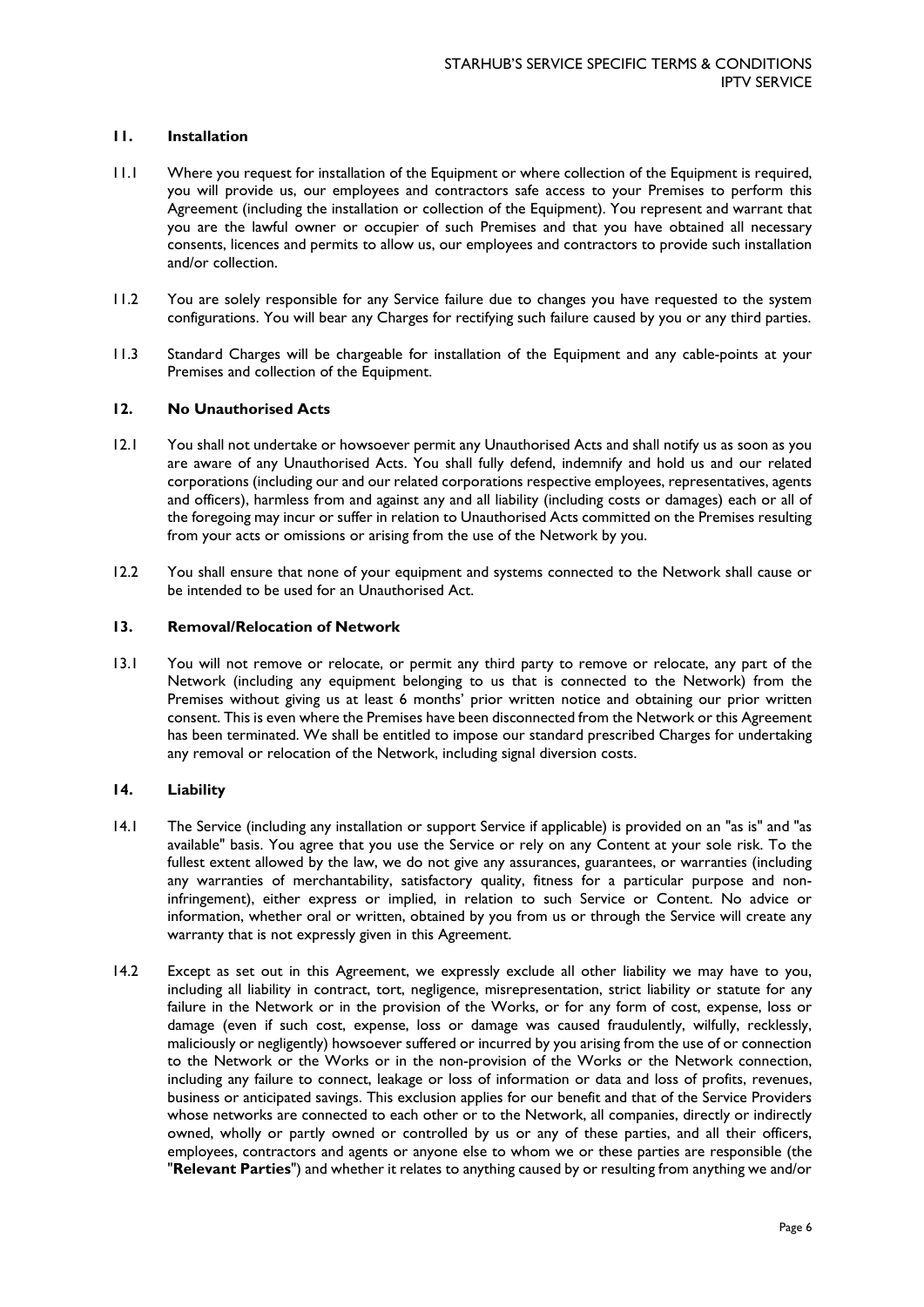## 11. Installation

11.1 Where you request for installation of the Equipment or where collection of the Equipment is required, you will provide us, our employees and contractors safe access to your Premises to perform this Agreement (including the installation or collection of the Equipment). You represent and warrant that you are the lawful owner or occupier of such Premises and that you have obtained all necessary consents, licences and permits to allow us, our employees and contractors to provide such installation and/or collection.

11.2 You are solely responsible for any Service failure due to changes you have requested to the system configurations. You will bear any Charges for rectifying such failure caused by you or any third parties.

11.3 Standard Charges will be chargeable for installation of the Equipment and any cable-points at your Premises and collection of the Equipment.

## 12. No Unauthorised Acts

12.1 You shall not undertake or howsoever permit any Unauthorised Acts and shall notify us as soon as you are aware of any Unauthorised Acts. You shall fully defend, indemnify and hold us and our related corporations (including our and our related corporations respective employees, representatives, agents and officers), harmless from and against any and all liability (including costs or damages) each or all of the foregoing may incur or suffer in relation to Unauthorised Acts committed on the Premises resulting from your acts or omissions or arising from the use of the Network by you.

12.2 You shall ensure that none of your equipment and systems connected to the Network shall cause or be intended to be used for an Unauthorised Act.

## 13. Removal/Relocation of Network

13.1 You will not remove or relocate, or permit any third party to remove or relocate, any part of the Network (including any equipment belonging to us that is connected to the Network) from the Premises without giving us at least 6 months' prior written notice and obtaining our prior written consent. This is even where the Premises have been disconnected from the Network or this Agreement has been terminated. We shall be entitled to impose our standard prescribed Charges for undertaking any removal or relocation of the Network, including signal diversion costs.

## 14. Liability

14.1 The Service (including any installation or support Service if applicable) is provided on an "as is" and "as available" basis. You agree that you use the Service or rely on any Content at your sole risk. To the fullest extent allowed by the law, we do not give any assurances, guarantees, or warranties (including any warranties of merchantability, satisfactory quality, fitness for a particular purpose and non-infringement), either express or implied, in relation to such Service or Content. No advice or information, whether oral or written, obtained by you from us or through the Service will create any warranty that is not expressly given in this Agreement.

14.2 Except as set out in this Agreement, we expressly exclude all other liability we may have to you, including all liability in contract, tort, negligence, misrepresentation, strict liability or statute for any failure in the Network or in the provision of the Works, or for any form of cost, expense, loss or damage (even if such cost, expense, loss or damage was caused fraudulently, wilfully, recklessly, maliciously or negligently) howsoever suffered or incurred by you arising from the use of or connection to the Network or the Works or in the non-provision of the Works or the Network connection, including any failure to connect, leakage or loss of information or data and loss of profits, revenues, business or anticipated savings. This exclusion applies for our benefit and that of the Service Providers whose networks are connected to each other or to the Network, all companies, directly or indirectly owned, wholly or partly owned or controlled by us or any of these parties, and all their officers, employees, contractors and agents or anyone else to whom we or these parties are responsible (the "**Relevant Parties**") and whether it relates to anything caused by or resulting from anything we and/or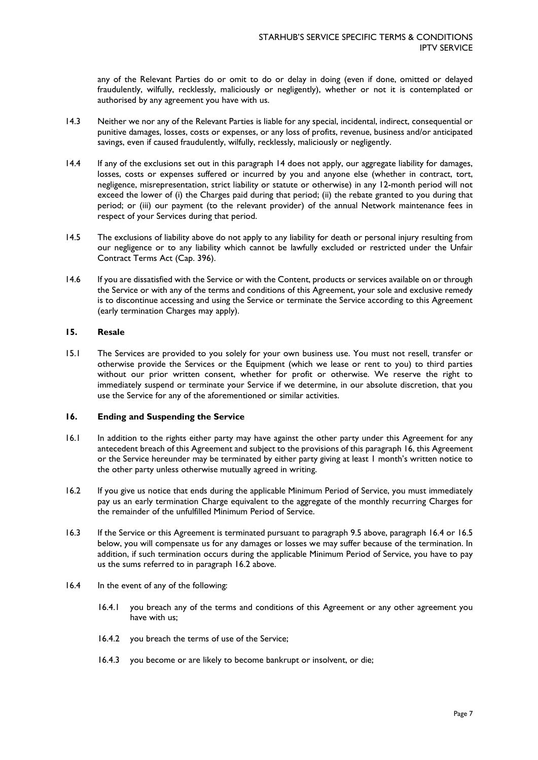any of the Relevant Parties do or omit to do or delay in doing (even if done, omitted or delayed fraudulently, wilfully, recklessly, maliciously or negligently), whether or not it is contemplated or authorised by any agreement you have with us.

14.3 Neither we nor any of the Relevant Parties is liable for any special, incidental, indirect, consequential or punitive damages, losses, costs or expenses, or any loss of profits, revenue, business and/or anticipated savings, even if caused fraudulently, wilfully, recklessly, maliciously or negligently.

14.4 If any of the exclusions set out in this paragraph 14 does not apply, our aggregate liability for damages, losses, costs or expenses suffered or incurred by you and anyone else (whether in contract, tort, negligence, misrepresentation, strict liability or statute or otherwise) in any 12-month period will not exceed the lower of (i) the Charges paid during that period; (ii) the rebate granted to you during that period; or (iii) our payment (to the relevant provider) of the annual Network maintenance fees in respect of your Services during that period.

14.5 The exclusions of liability above do not apply to any liability for death or personal injury resulting from our negligence or to any liability which cannot be lawfully excluded or restricted under the Unfair Contract Terms Act (Cap. 396).

14.6 If you are dissatisfied with the Service or with the Content, products or services available on or through the Service or with any of the terms and conditions of this Agreement, your sole and exclusive remedy is to discontinue accessing and using the Service or terminate the Service according to this Agreement (early termination Charges may apply).

### 15. Resale

15.1 The Services are provided to you solely for your own business use. You must not resell, transfer or otherwise provide the Services or the Equipment (which we lease or rent to you) to third parties without our prior written consent, whether for profit or otherwise. We reserve the right to immediately suspend or terminate your Service if we determine, in our absolute discretion, that you use the Service for any of the aforementioned or similar activities.

### 16. Ending and Suspending the Service

16.1 In addition to the rights either party may have against the other party under this Agreement for any antecedent breach of this Agreement and subject to the provisions of this paragraph 16, this Agreement or the Service hereunder may be terminated by either party giving at least 1 month's written notice to the other party unless otherwise mutually agreed in writing.

16.2 If you give us notice that ends during the applicable Minimum Period of Service, you must immediately pay us an early termination Charge equivalent to the aggregate of the monthly recurring Charges for the remainder of the unfulfilled Minimum Period of Service.

16.3 If the Service or this Agreement is terminated pursuant to paragraph 9.5 above, paragraph 16.4 or 16.5 below, you will compensate us for any damages or losses we may suffer because of the termination. In addition, if such termination occurs during the applicable Minimum Period of Service, you have to pay us the sums referred to in paragraph 16.2 above.

16.4 In the event of any of the following:

- 16.4.1 you breach any of the terms and conditions of this Agreement or any other agreement you have with us;
- 16.4.2 you breach the terms of use of the Service;
- 16.4.3 you become or are likely to become bankrupt or insolvent, or die;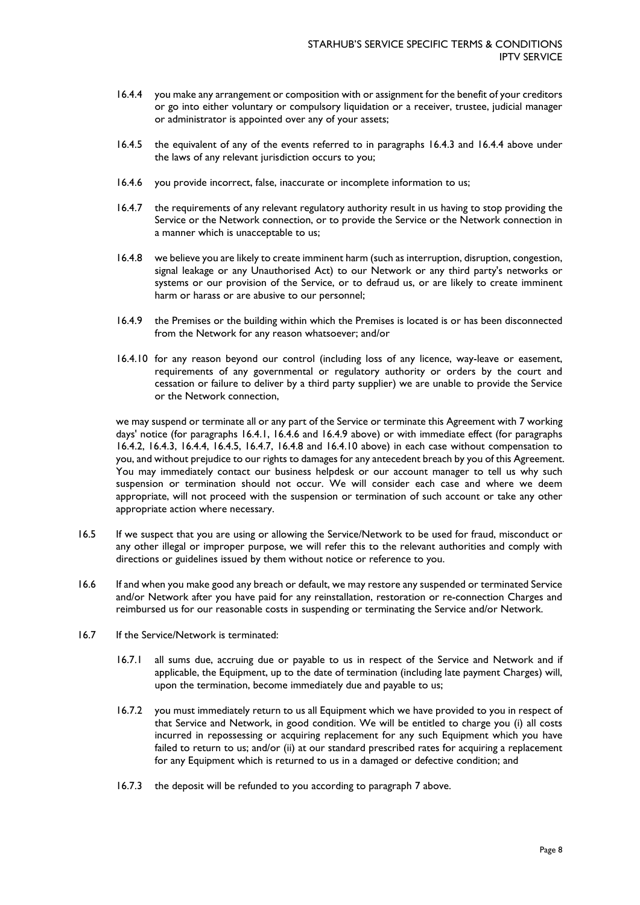16.4.4 you make any arrangement or composition with or assignment for the benefit of your creditors or go into either voluntary or compulsory liquidation or a receiver, trustee, judicial manager or administrator is appointed over any of your assets;

16.4.5 the equivalent of any of the events referred to in paragraphs 16.4.3 and 16.4.4 above under the laws of any relevant jurisdiction occurs to you;

16.4.6 you provide incorrect, false, inaccurate or incomplete information to us;

16.4.7 the requirements of any relevant regulatory authority result in us having to stop providing the Service or the Network connection, or to provide the Service or the Network connection in a manner which is unacceptable to us;

16.4.8 we believe you are likely to create imminent harm (such as interruption, disruption, congestion, signal leakage or any Unauthorised Act) to our Network or any third party's networks or systems or our provision of the Service, or to defraud us, or are likely to create imminent harm or harass or are abusive to our personnel;

16.4.9 the Premises or the building within which the Premises is located is or has been disconnected from the Network for any reason whatsoever; and/or

16.4.10 for any reason beyond our control (including loss of any licence, way-leave or easement, requirements of any governmental or regulatory authority or orders by the court and cessation or failure to deliver by a third party supplier) we are unable to provide the Service or the Network connection,

we may suspend or terminate all or any part of the Service or terminate this Agreement with 7 working days' notice (for paragraphs 16.4.1, 16.4.6 and 16.4.9 above) or with immediate effect (for paragraphs 16.4.2, 16.4.3, 16.4.4, 16.4.5, 16.4.7, 16.4.8 and 16.4.10 above) in each case without compensation to you, and without prejudice to our rights to damages for any antecedent breach by you of this Agreement. You may immediately contact our business helpdesk or our account manager to tell us why such suspension or termination should not occur. We will consider each case and where we deem appropriate, will not proceed with the suspension or termination of such account or take any other appropriate action where necessary.

16.5 If we suspect that you are using or allowing the Service/Network to be used for fraud, misconduct or any other illegal or improper purpose, we will refer this to the relevant authorities and comply with directions or guidelines issued by them without notice or reference to you.

16.6 If and when you make good any breach or default, we may restore any suspended or terminated Service and/or Network after you have paid for any reinstallation, restoration or re-connection Charges and reimbursed us for our reasonable costs in suspending or terminating the Service and/or Network.

16.7 If the Service/Network is terminated:

16.7.1 all sums due, accruing due or payable to us in respect of the Service and Network and if applicable, the Equipment, up to the date of termination (including late payment Charges) will, upon the termination, become immediately due and payable to us;

16.7.2 you must immediately return to us all Equipment which we have provided to you in respect of that Service and Network, in good condition. We will be entitled to charge you (i) all costs incurred in repossessing or acquiring replacement for any such Equipment which you have failed to return to us; and/or (ii) at our standard prescribed rates for acquiring a replacement for any Equipment which is returned to us in a damaged or defective condition; and

16.7.3 the deposit will be refunded to you according to paragraph 7 above.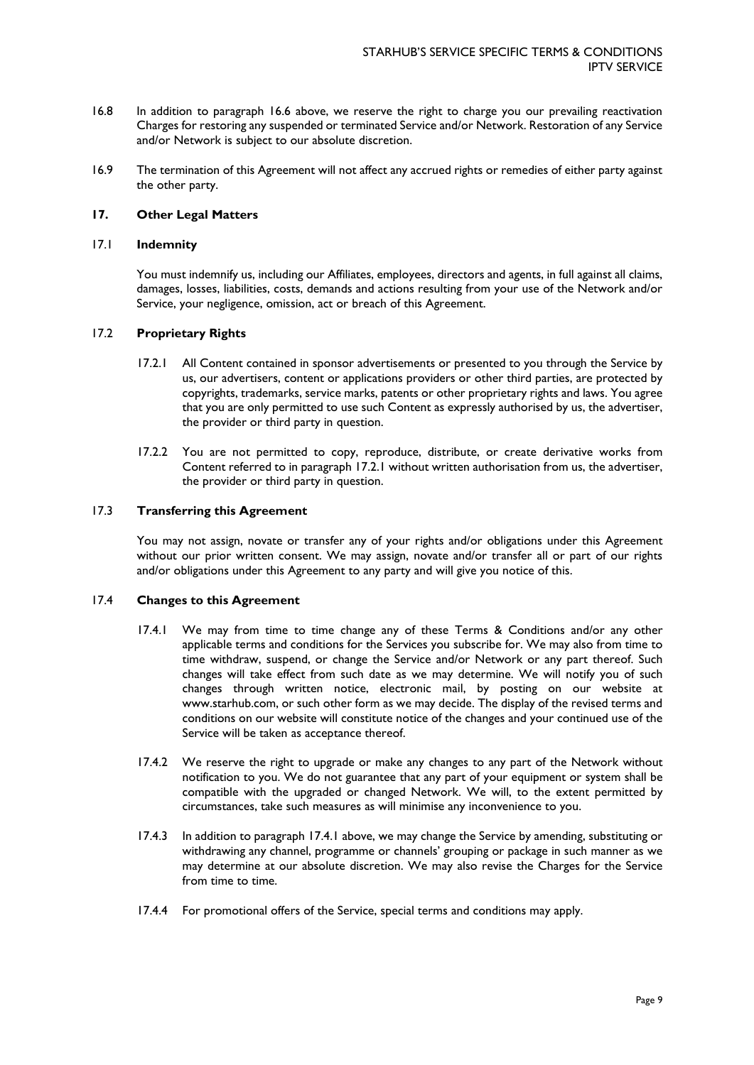16.8 In addition to paragraph 16.6 above, we reserve the right to charge you our prevailing reactivation Charges for restoring any suspended or terminated Service and/or Network. Restoration of any Service and/or Network is subject to our absolute discretion.

16.9 The termination of this Agreement will not affect any accrued rights or remedies of either party against the other party.

## 17. Other Legal Matters

### 17.1 Indemnity

You must indemnify us, including our Affiliates, employees, directors and agents, in full against all claims, damages, losses, liabilities, costs, demands and actions resulting from your use of the Network and/or Service, your negligence, omission, act or breach of this Agreement.

### 17.2 Proprietary Rights

17.2.1 All Content contained in sponsor advertisements or presented to you through the Service by us, our advertisers, content or applications providers or other third parties, are protected by copyrights, trademarks, service marks, patents or other proprietary rights and laws. You agree that you are only permitted to use such Content as expressly authorised by us, the advertiser, the provider or third party in question.

17.2.2 You are not permitted to copy, reproduce, distribute, or create derivative works from Content referred to in paragraph 17.2.1 without written authorisation from us, the advertiser, the provider or third party in question.

### 17.3 Transferring this Agreement

You may not assign, novate or transfer any of your rights and/or obligations under this Agreement without our prior written consent. We may assign, novate and/or transfer all or part of our rights and/or obligations under this Agreement to any party and will give you notice of this.

### 17.4 Changes to this Agreement

17.4.1 We may from time to time change any of these Terms & Conditions and/or any other applicable terms and conditions for the Services you subscribe for. We may also from time to time withdraw, suspend, or change the Service and/or Network or any part thereof. Such changes will take effect from such date as we may determine. We will notify you of such changes through written notice, electronic mail, by posting on our website at www.starhub.com, or such other form as we may decide. The display of the revised terms and conditions on our website will constitute notice of the changes and your continued use of the Service will be taken as acceptance thereof.

17.4.2 We reserve the right to upgrade or make any changes to any part of the Network without notification to you. We do not guarantee that any part of your equipment or system shall be compatible with the upgraded or changed Network. We will, to the extent permitted by circumstances, take such measures as will minimise any inconvenience to you.

17.4.3 In addition to paragraph 17.4.1 above, we may change the Service by amending, substituting or withdrawing any channel, programme or channels' grouping or package in such manner as we may determine at our absolute discretion. We may also revise the Charges for the Service from time to time.

17.4.4 For promotional offers of the Service, special terms and conditions may apply.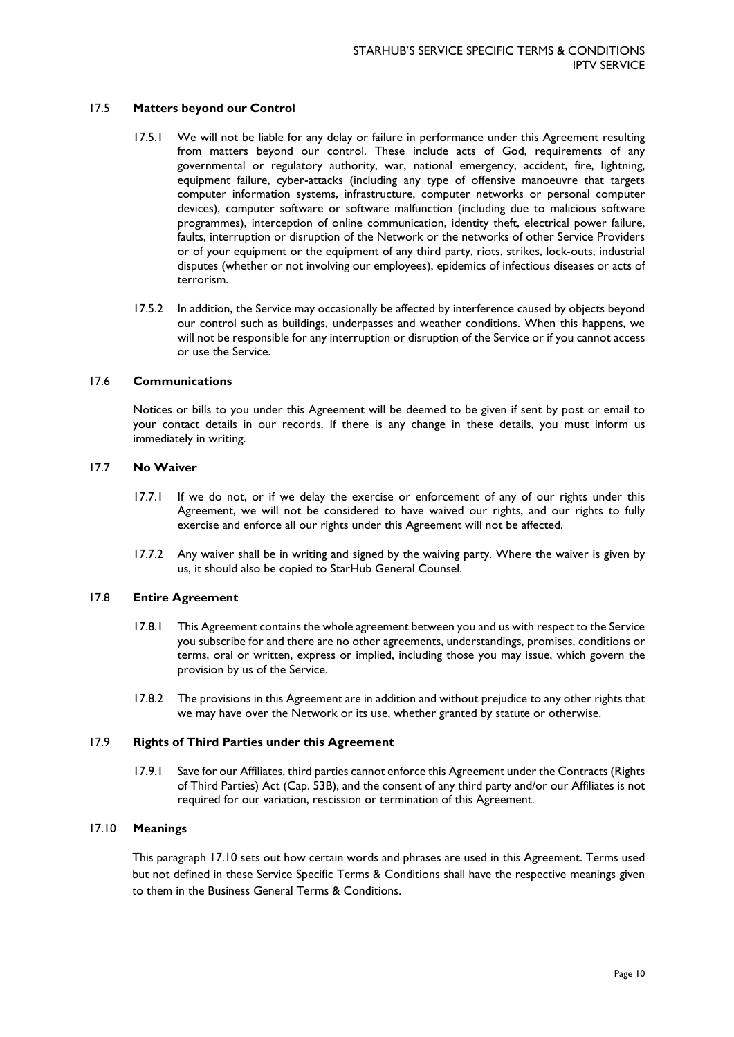### 17.5 Matters beyond our Control

17.5.1 We will not be liable for any delay or failure in performance under this Agreement resulting from matters beyond our control. These include acts of God, requirements of any governmental or regulatory authority, war, national emergency, accident, fire, lightning, equipment failure, cyber-attacks (including any type of offensive manoeuvre that targets computer information systems, infrastructure, computer networks or personal computer devices), computer software or software malfunction (including due to malicious software programmes), interception of online communication, identity theft, electrical power failure, faults, interruption or disruption of the Network or the networks of other Service Providers or of your equipment or the equipment of any third party, riots, strikes, lock-outs, industrial disputes (whether or not involving our employees), epidemics of infectious diseases or acts of terrorism.

17.5.2 In addition, the Service may occasionally be affected by interference caused by objects beyond our control such as buildings, underpasses and weather conditions. When this happens, we will not be responsible for any interruption or disruption of the Service or if you cannot access or use the Service.

### 17.6 Communications

Notices or bills to you under this Agreement will be deemed to be given if sent by post or email to your contact details in our records. If there is any change in these details, you must inform us immediately in writing.

### 17.7 No Waiver

17.7.1 If we do not, or if we delay the exercise or enforcement of any of our rights under this Agreement, we will not be considered to have waived our rights, and our rights to fully exercise and enforce all our rights under this Agreement will not be affected.

17.7.2 Any waiver shall be in writing and signed by the waiving party. Where the waiver is given by us, it should also be copied to StarHub General Counsel.

### 17.8 Entire Agreement

17.8.1 This Agreement contains the whole agreement between you and us with respect to the Service you subscribe for and there are no other agreements, understandings, promises, conditions or terms, oral or written, express or implied, including those you may issue, which govern the provision by us of the Service.

17.8.2 The provisions in this Agreement are in addition and without prejudice to any other rights that we may have over the Network or its use, whether granted by statute or otherwise.

### 17.9 Rights of Third Parties under this Agreement

17.9.1 Save for our Affiliates, third parties cannot enforce this Agreement under the Contracts (Rights of Third Parties) Act (Cap. 53B), and the consent of any third party and/or our Affiliates is not required for our variation, rescission or termination of this Agreement.

### 17.10 Meanings

This paragraph 17.10 sets out how certain words and phrases are used in this Agreement. Terms used but not defined in these Service Specific Terms & Conditions shall have the respective meanings given to them in the Business General Terms & Conditions.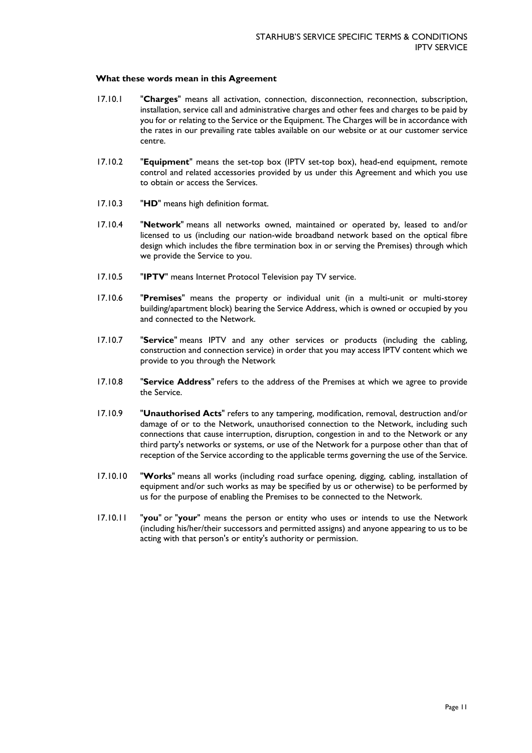**What these words mean in this Agreement**

17.10.1 "**Charges**" means all activation, connection, disconnection, reconnection, subscription, installation, service call and administrative charges and other fees and charges to be paid by you for or relating to the Service or the Equipment. The Charges will be in accordance with the rates in our prevailing rate tables available on our website or at our customer service centre.

17.10.2 "**Equipment**" means the set-top box (IPTV set-top box), head-end equipment, remote control and related accessories provided by us under this Agreement and which you use to obtain or access the Services.

17.10.3 "**HD**" means high definition format.

17.10.4 "**Network**" means all networks owned, maintained or operated by, leased to and/or licensed to us (including our nation-wide broadband network based on the optical fibre design which includes the fibre termination box in or serving the Premises) through which we provide the Service to you.

17.10.5 "**IPTV**" means Internet Protocol Television pay TV service.

17.10.6 "**Premises**" means the property or individual unit (in a multi-unit or multi-storey building/apartment block) bearing the Service Address, which is owned or occupied by you and connected to the Network.

17.10.7 "**Service**" means IPTV and any other services or products (including the cabling, construction and connection service) in order that you may access IPTV content which we provide to you through the Network

17.10.8 "**Service Address**" refers to the address of the Premises at which we agree to provide the Service.

17.10.9 "**Unauthorised Acts**" refers to any tampering, modification, removal, destruction and/or damage of or to the Network, unauthorised connection to the Network, including such connections that cause interruption, disruption, congestion in and to the Network or any third party's networks or systems, or use of the Network for a purpose other than that of reception of the Service according to the applicable terms governing the use of the Service.

17.10.10 "**Works**" means all works (including road surface opening, digging, cabling, installation of equipment and/or such works as may be specified by us or otherwise) to be performed by us for the purpose of enabling the Premises to be connected to the Network.

17.10.11 "**you**" or "**your**" means the person or entity who uses or intends to use the Network (including his/her/their successors and permitted assigns) and anyone appearing to us to be acting with that person's or entity's authority or permission.